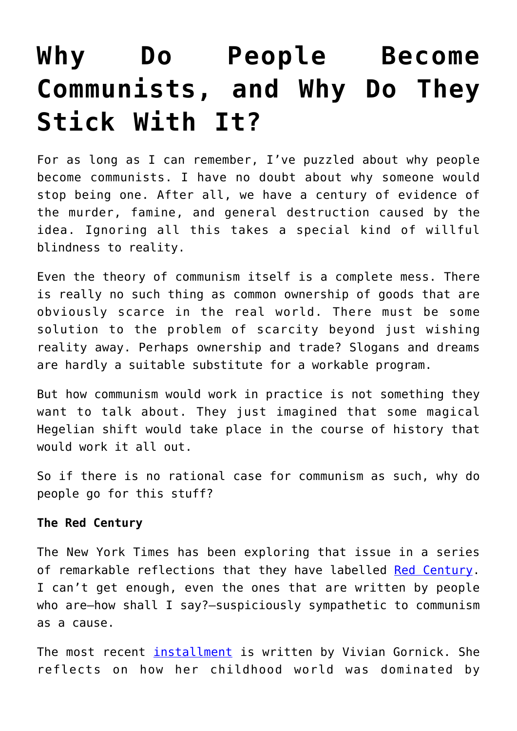# Why Do People Become Communists, and Why Do They Stick With It?

For as long as I can remember, I've puzzled about why people become communists. I have no doubt about why someone would stop being one. After all, we have a century of evidence of the murder, famine, and general destruction caused by the idea. Ignoring all this takes a special kind of willful blindness to reality.

Even the theory of communism itself is a complete mess. There is really no such thing as common ownership of goods that are obviously scarce in the real world. There must be some solution to the problem of scarcity beyond just wishing reality away. Perhaps ownership and trade? Slogans and dreams are hardly a suitable substitute for a workable program.

But how communism would work in practice is not something they want to talk about. They just imagined that some magical Hegelian shift would take place in the course of history that would work it all out.

So if there is no rational case for communism as such, why do people go for this stuff?

**The Red Century**

The New York Times has been exploring that issue in a series of remarkable reflections that they have labelled Red Century. I can't get enough, even the ones that are written by people who are—how shall I say?—suspiciously sympathetic to communism as a cause.

The most recent installment is written by Vivian Gornick. She reflects on how her childhood world was dominated by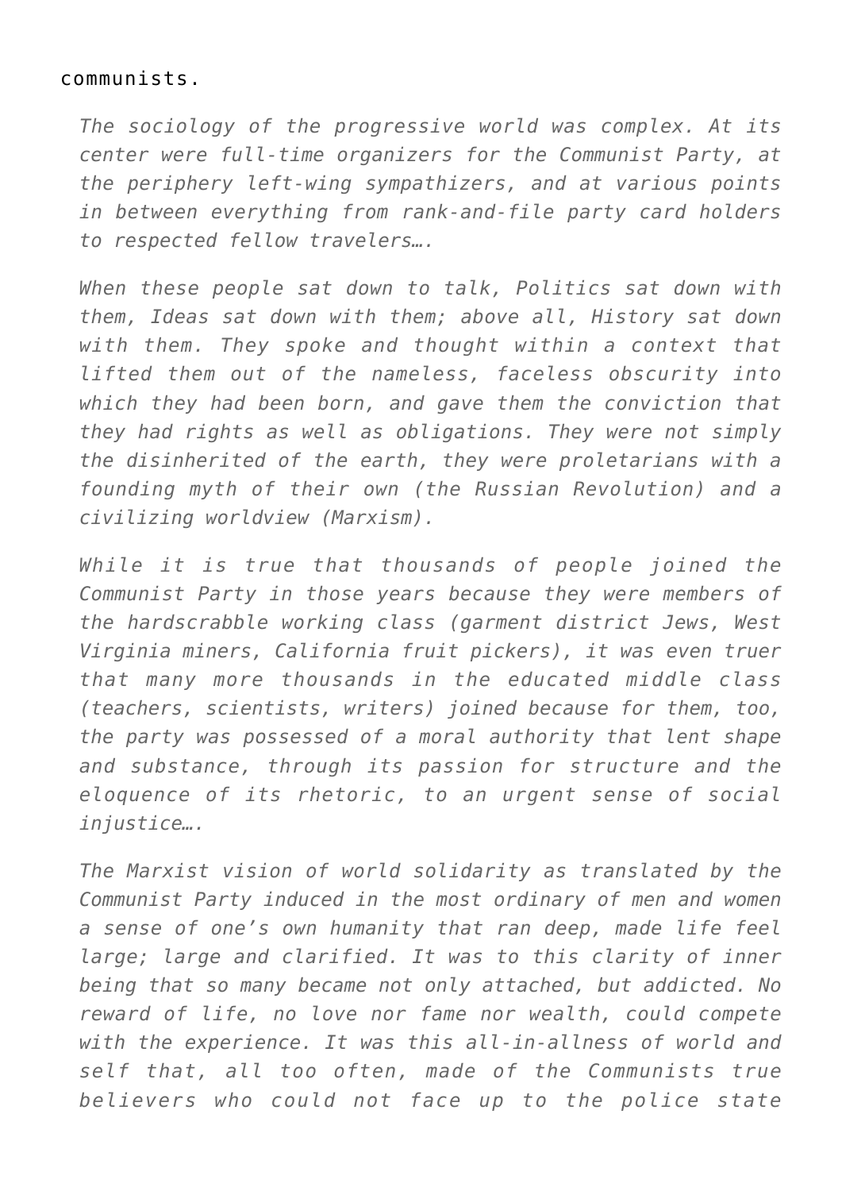communists.

> *The sociology of the progressive world was complex. At its center were full-time organizers for the Communist Party, at the periphery left-wing sympathizers, and at various points in between everything from rank-and-file party card holders to respected fellow travelers….*
>
> *When these people sat down to talk, Politics sat down with them, Ideas sat down with them; above all, History sat down with them. They spoke and thought within a context that lifted them out of the nameless, faceless obscurity into which they had been born, and gave them the conviction that they had rights as well as obligations. They were not simply the disinherited of the earth, they were proletarians with a founding myth of their own (the Russian Revolution) and a civilizing worldview (Marxism).*
>
> *While it is true that thousands of people joined the Communist Party in those years because they were members of the hardscrabble working class (garment district Jews, West Virginia miners, California fruit pickers), it was even truer that many more thousands in the educated middle class (teachers, scientists, writers) joined because for them, too, the party was possessed of a moral authority that lent shape and substance, through its passion for structure and the eloquence of its rhetoric, to an urgent sense of social injustice….*
>
> *The Marxist vision of world solidarity as translated by the Communist Party induced in the most ordinary of men and women a sense of one's own humanity that ran deep, made life feel large; large and clarified. It was to this clarity of inner being that so many became not only attached, but addicted. No reward of life, no love nor fame nor wealth, could compete with the experience. It was this all-in-allness of world and self that, all too often, made of the Communists true believers who could not face up to the police state*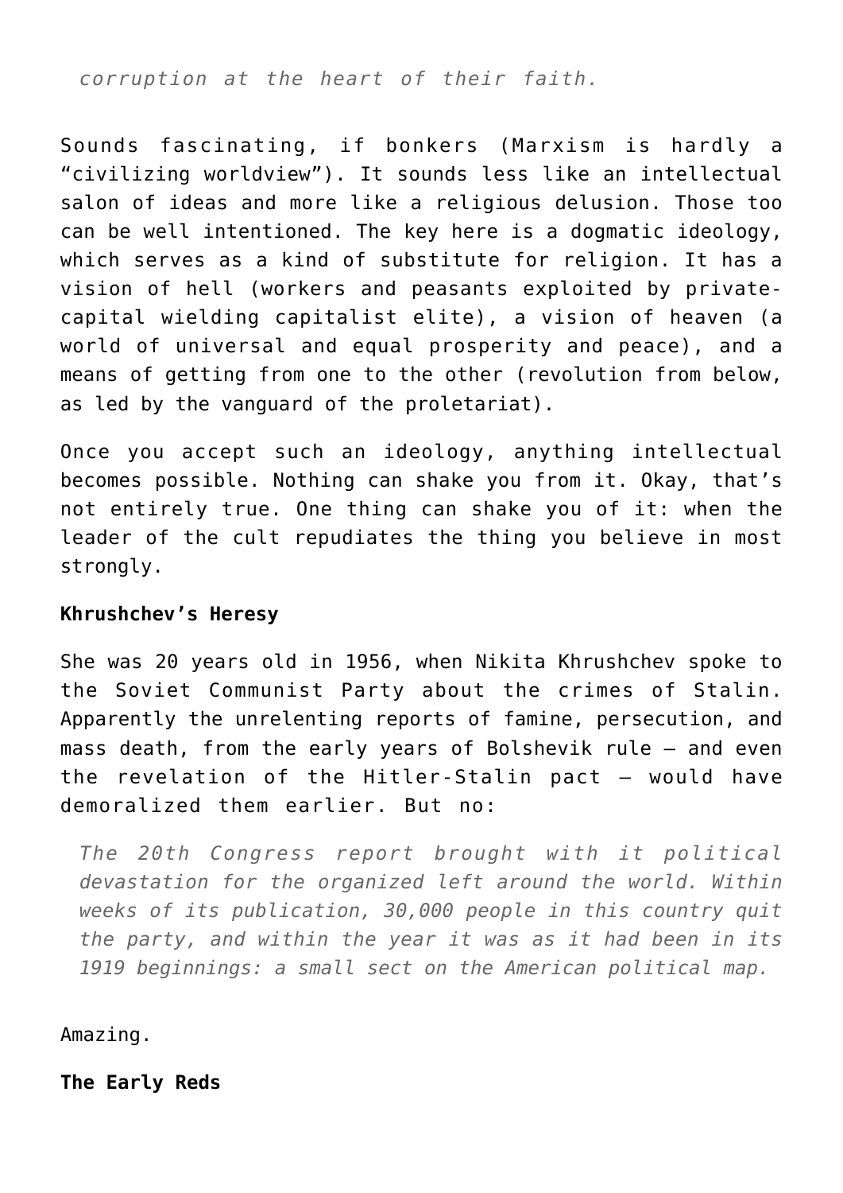> *corruption at the heart of their faith.*

Sounds fascinating, if bonkers (Marxism is hardly a "civilizing worldview"). It sounds less like an intellectual salon of ideas and more like a religious delusion. Those too can be well intentioned. The key here is a dogmatic ideology, which serves as a kind of substitute for religion. It has a vision of hell (workers and peasants exploited by private-capital wielding capitalist elite), a vision of heaven (a world of universal and equal prosperity and peace), and a means of getting from one to the other (revolution from below, as led by the vanguard of the proletariat).

Once you accept such an ideology, anything intellectual becomes possible. Nothing can shake you from it. Okay, that's not entirely true. One thing can shake you of it: when the leader of the cult repudiates the thing you believe in most strongly.

**Khrushchev's Heresy**

She was 20 years old in 1956, when Nikita Khrushchev spoke to the Soviet Communist Party about the crimes of Stalin. Apparently the unrelenting reports of famine, persecution, and mass death, from the early years of Bolshevik rule – and even the revelation of the Hitler-Stalin pact – would have demoralized them earlier. But no:

> *The 20th Congress report brought with it political devastation for the organized left around the world. Within weeks of its publication, 30,000 people in this country quit the party, and within the year it was as it had been in its 1919 beginnings: a small sect on the American political map.*

Amazing.

**The Early Reds**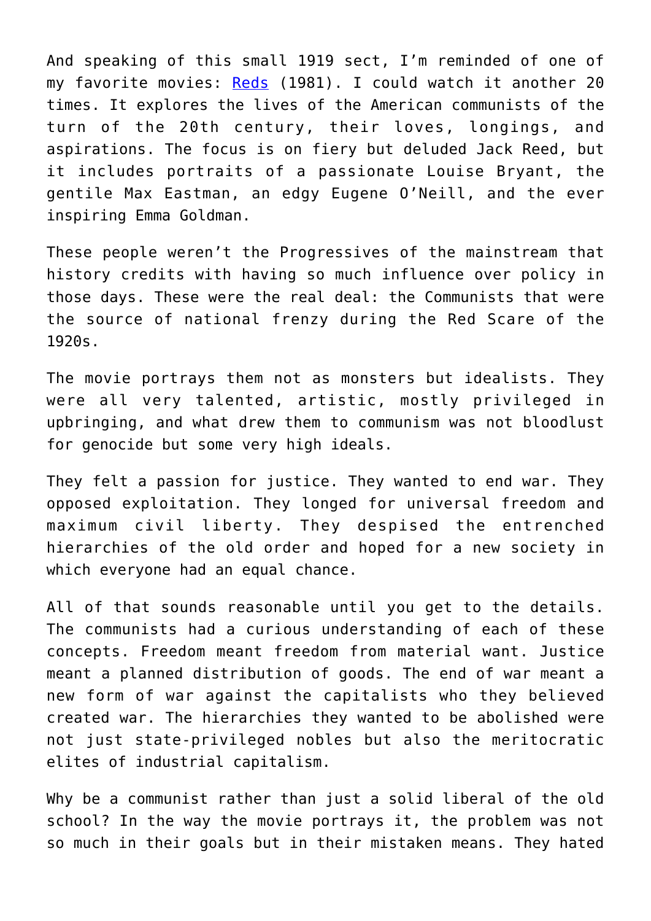And speaking of this small 1919 sect, I'm reminded of one of my favorite movies: [Reds](#) (1981). I could watch it another 20 times. It explores the lives of the American communists of the turn of the 20th century, their loves, longings, and aspirations. The focus is on fiery but deluded Jack Reed, but it includes portraits of a passionate Louise Bryant, the gentile Max Eastman, an edgy Eugene O'Neill, and the ever inspiring Emma Goldman.

These people weren't the Progressives of the mainstream that history credits with having so much influence over policy in those days. These were the real deal: the Communists that were the source of national frenzy during the Red Scare of the 1920s.

The movie portrays them not as monsters but idealists. They were all very talented, artistic, mostly privileged in upbringing, and what drew them to communism was not bloodlust for genocide but some very high ideals.

They felt a passion for justice. They wanted to end war. They opposed exploitation. They longed for universal freedom and maximum civil liberty. They despised the entrenched hierarchies of the old order and hoped for a new society in which everyone had an equal chance.

All of that sounds reasonable until you get to the details. The communists had a curious understanding of each of these concepts. Freedom meant freedom from material want. Justice meant a planned distribution of goods. The end of war meant a new form of war against the capitalists who they believed created war. The hierarchies they wanted to be abolished were not just state-privileged nobles but also the meritocratic elites of industrial capitalism.

Why be a communist rather than just a solid liberal of the old school? In the way the movie portrays it, the problem was not so much in their goals but in their mistaken means. They hated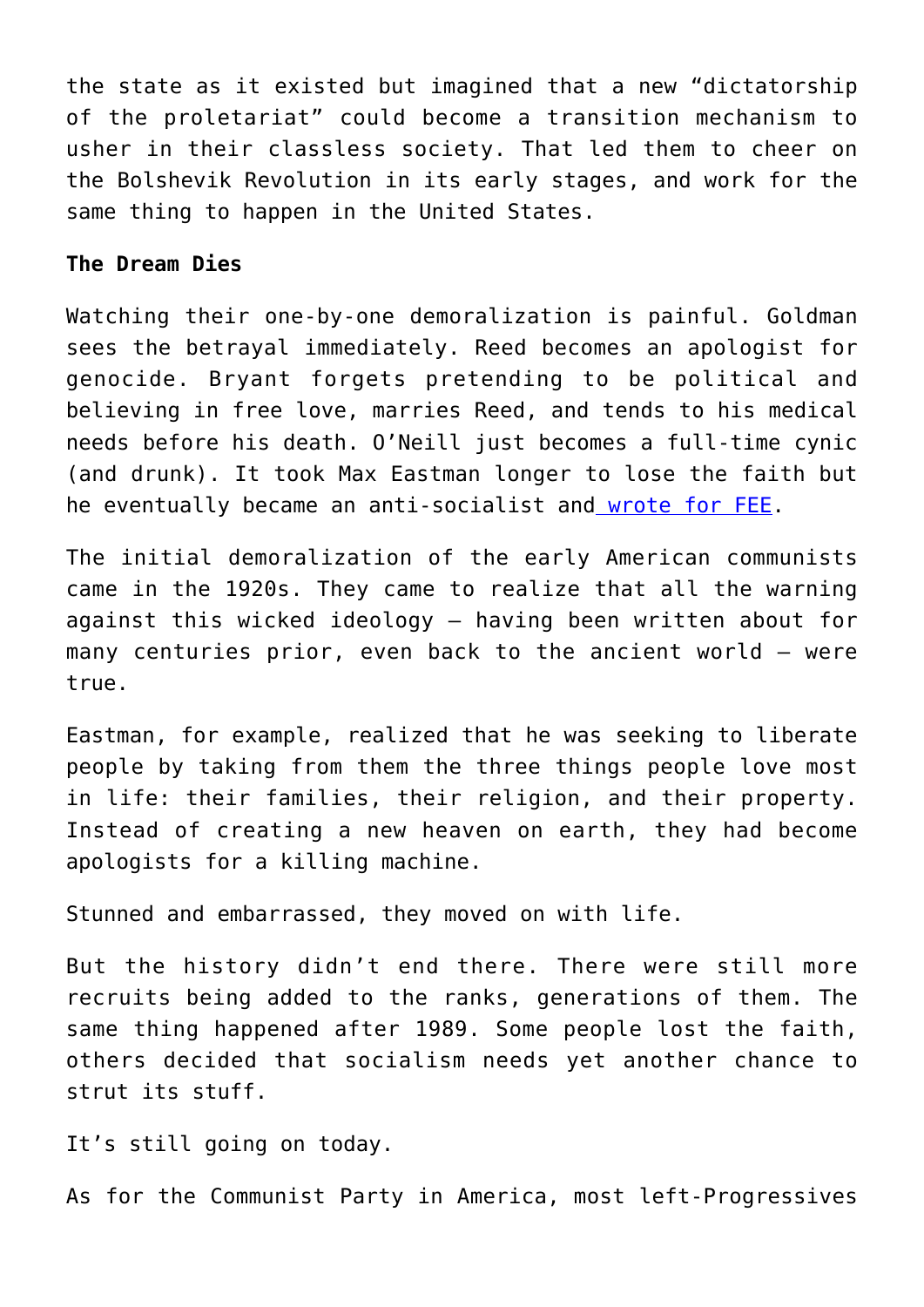the state as it existed but imagined that a new “dictatorship of the proletariat” could become a transition mechanism to usher in their classless society. That led them to cheer on the Bolshevik Revolution in its early stages, and work for the same thing to happen in the United States.

**The Dream Dies**

Watching their one-by-one demoralization is painful. Goldman sees the betrayal immediately. Reed becomes an apologist for genocide. Bryant forgets pretending to be political and believing in free love, marries Reed, and tends to his medical needs before his death. O’Neill just becomes a full-time cynic (and drunk). It took Max Eastman longer to lose the faith but he eventually became an anti-socialist and wrote for FEE.

The initial demoralization of the early American communists came in the 1920s. They came to realize that all the warning against this wicked ideology – having been written about for many centuries prior, even back to the ancient world – were true.

Eastman, for example, realized that he was seeking to liberate people by taking from them the three things people love most in life: their families, their religion, and their property. Instead of creating a new heaven on earth, they had become apologists for a killing machine.

Stunned and embarrassed, they moved on with life.

But the history didn’t end there. There were still more recruits being added to the ranks, generations of them. The same thing happened after 1989. Some people lost the faith, others decided that socialism needs yet another chance to strut its stuff.

It’s still going on today.

As for the Communist Party in America, most left-Progressives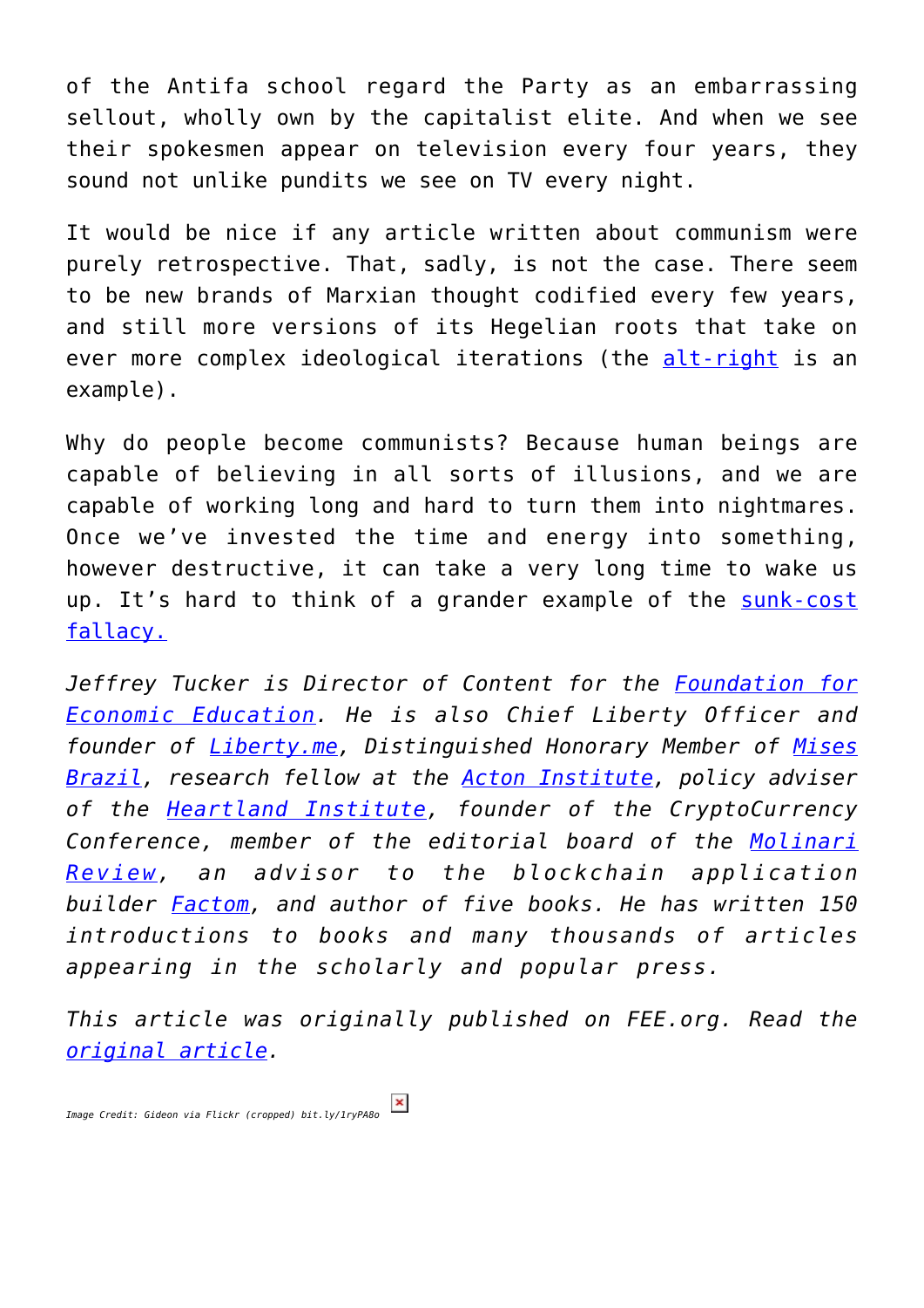of the Antifa school regard the Party as an embarrassing sellout, wholly own by the capitalist elite. And when we see their spokesmen appear on television every four years, they sound not unlike pundits we see on TV every night.

It would be nice if any article written about communism were purely retrospective. That, sadly, is not the case. There seem to be new brands of Marxian thought codified every few years, and still more versions of its Hegelian roots that take on ever more complex ideological iterations (the alt-right is an example).

Why do people become communists? Because human beings are capable of believing in all sorts of illusions, and we are capable of working long and hard to turn them into nightmares. Once we've invested the time and energy into something, however destructive, it can take a very long time to wake us up. It's hard to think of a grander example of the sunk-cost fallacy.

*Jeffrey Tucker is Director of Content for the Foundation for Economic Education. He is also Chief Liberty Officer and founder of Liberty.me, Distinguished Honorary Member of Mises Brazil, research fellow at the Acton Institute, policy adviser of the Heartland Institute, founder of the CryptoCurrency Conference, member of the editorial board of the Molinari Review, an advisor to the blockchain application builder Factom, and author of five books. He has written 150 introductions to books and many thousands of articles appearing in the scholarly and popular press.*

*This article was originally published on FEE.org. Read the original article.*

Image Credit: Gideon via Flickr (cropped) bit.ly/1ryPA8o